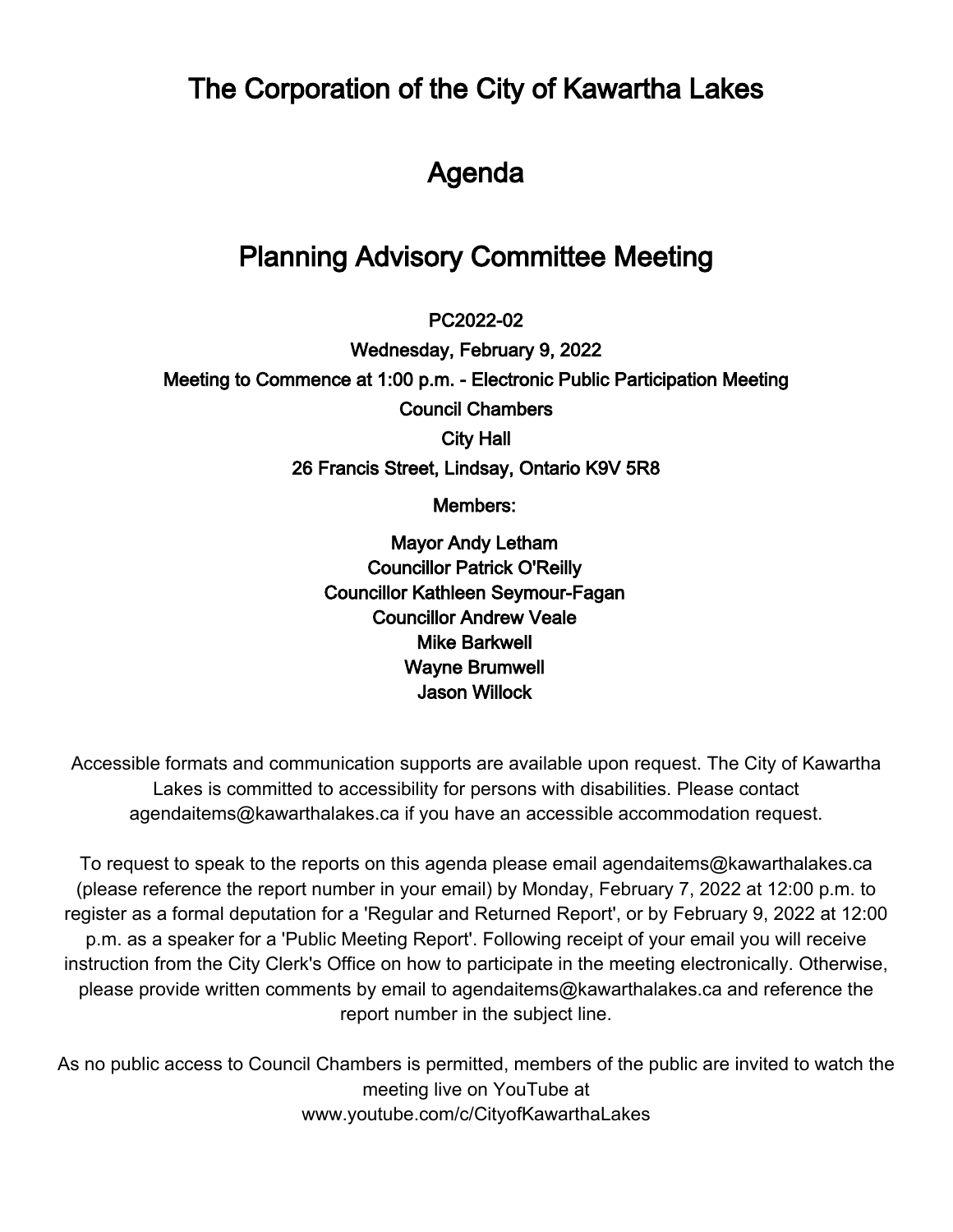# The Corporation of the City of Kawartha Lakes

# Agenda

# Planning Advisory Committee Meeting

**PC2022-02**

**Wednesday, February 9, 2022**

**Meeting to Commence at 1:00 p.m. - Electronic Public Participation Meeting**

**Council Chambers**

**City Hall**

**26 Francis Street, Lindsay, Ontario K9V 5R8**

**Members:**

**Mayor Andy Letham**
**Councillor Patrick O'Reilly**
**Councillor Kathleen Seymour-Fagan**
**Councillor Andrew Veale**
**Mike Barkwell**
**Wayne Brumwell**
**Jason Willock**

Accessible formats and communication supports are available upon request. The City of Kawartha Lakes is committed to accessibility for persons with disabilities. Please contact agendaitems@kawarthalakes.ca if you have an accessible accommodation request.

To request to speak to the reports on this agenda please email agendaitems@kawarthalakes.ca (please reference the report number in your email) by Monday, February 7, 2022 at 12:00 p.m. to register as a formal deputation for a 'Regular and Returned Report', or by February 9, 2022 at 12:00 p.m. as a speaker for a 'Public Meeting Report'. Following receipt of your email you will receive instruction from the City Clerk's Office on how to participate in the meeting electronically. Otherwise, please provide written comments by email to agendaitems@kawarthalakes.ca and reference the report number in the subject line.

As no public access to Council Chambers is permitted, members of the public are invited to watch the meeting live on YouTube at www.youtube.com/c/CityofKawarthaLakes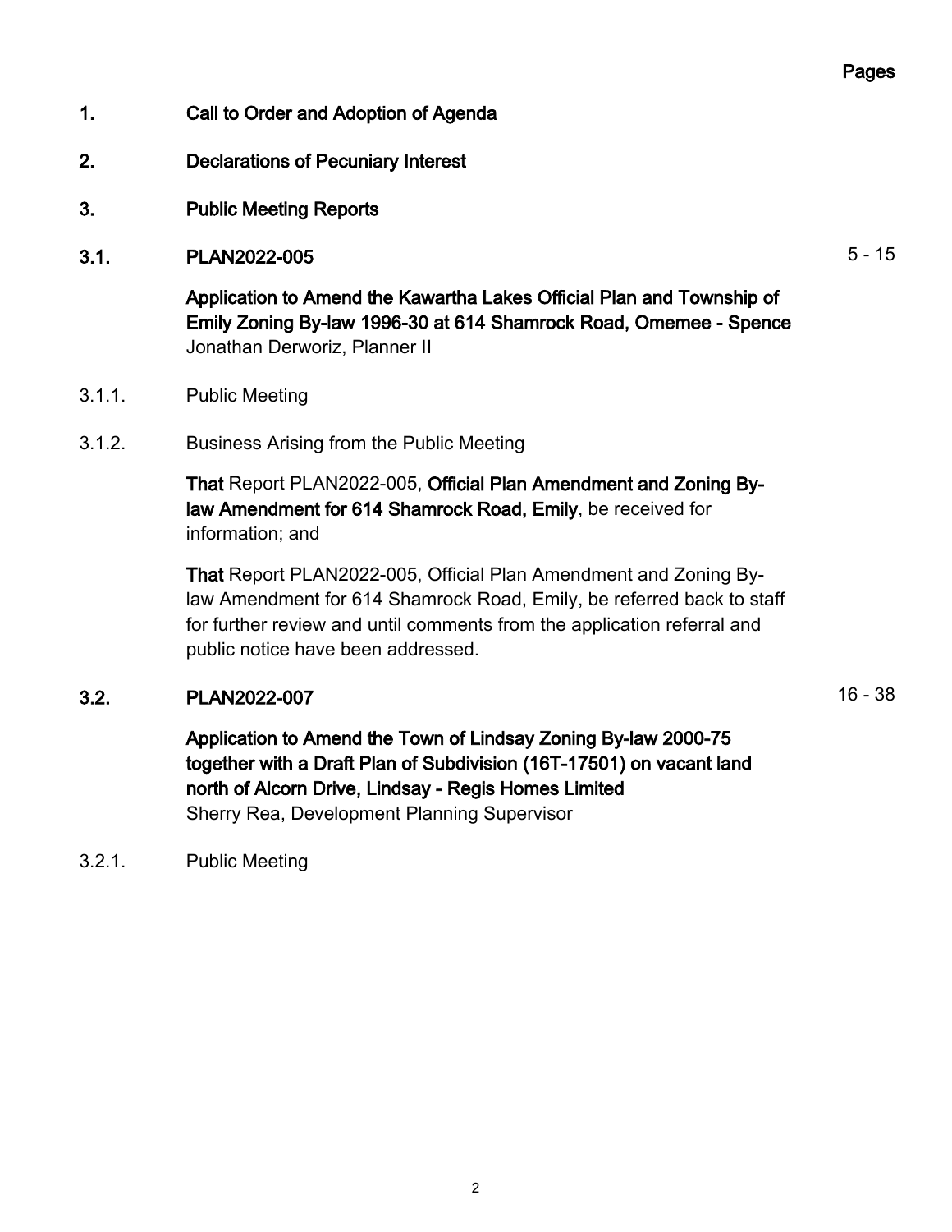Pages

**1. Call to Order and Adoption of Agenda**

**2. Declarations of Pecuniary Interest**

**3. Public Meeting Reports**

**3.1. PLAN2022-005** 5 - 15

**Application to Amend the Kawartha Lakes Official Plan and Township of Emily Zoning By-law 1996-30 at 614 Shamrock Road, Omemee - Spence**
Jonathan Derworiz, Planner II

3.1.1. Public Meeting

3.1.2. Business Arising from the Public Meeting

**That** Report PLAN2022-005, **Official Plan Amendment and Zoning By-law Amendment for 614 Shamrock Road, Emily**, be received for information; and

**That** Report PLAN2022-005, Official Plan Amendment and Zoning By-law Amendment for 614 Shamrock Road, Emily, be referred back to staff for further review and until comments from the application referral and public notice have been addressed.

**3.2. PLAN2022-007** 16 - 38

**Application to Amend the Town of Lindsay Zoning By-law 2000-75 together with a Draft Plan of Subdivision (16T-17501) on vacant land north of Alcorn Drive, Lindsay - Regis Homes Limited**
Sherry Rea, Development Planning Supervisor

3.2.1. Public Meeting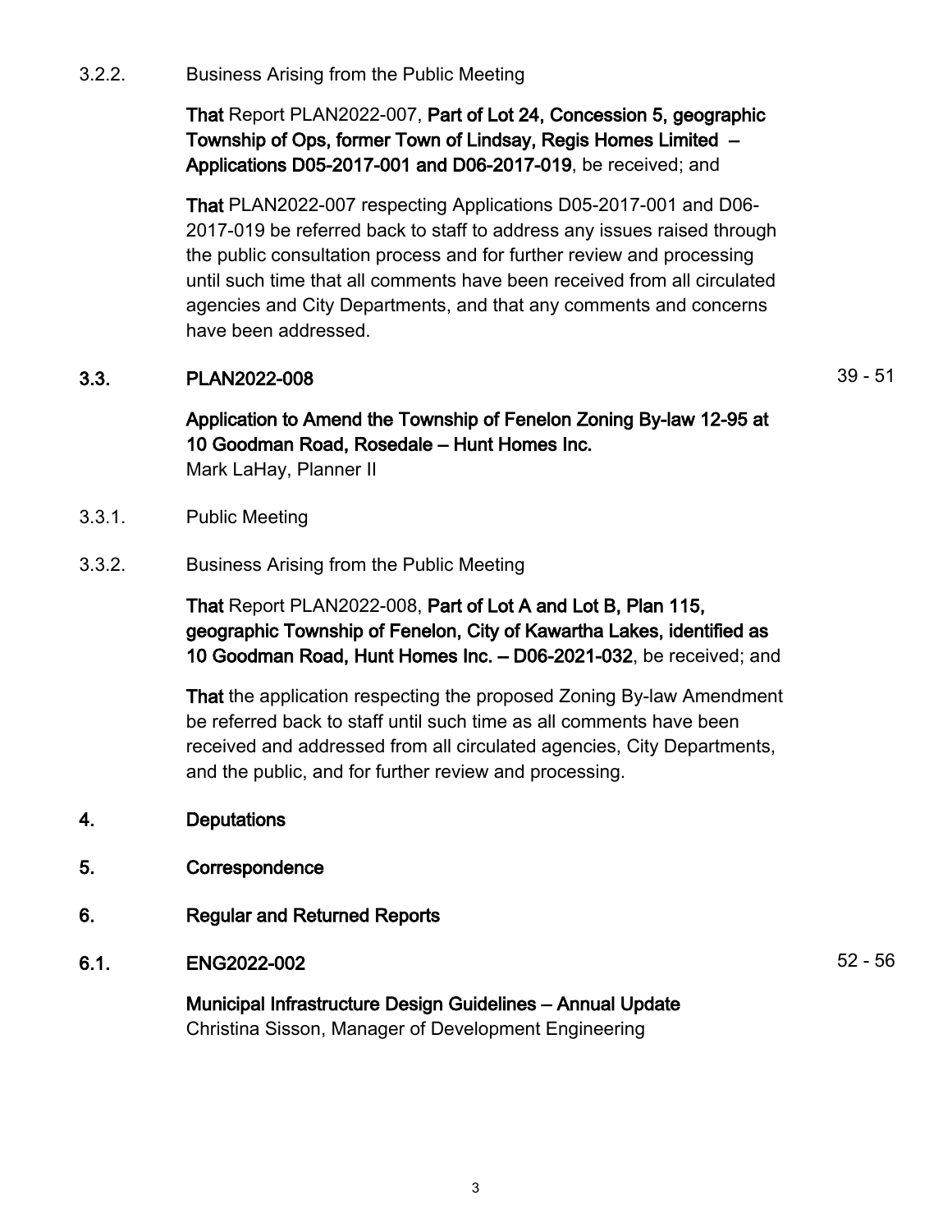3.2.2. Business Arising from the Public Meeting

**That** Report PLAN2022-007, **Part of Lot 24, Concession 5, geographic Township of Ops, former Town of Lindsay, Regis Homes Limited – Applications D05-2017-001 and D06-2017-019**, be received; and

**That** PLAN2022-007 respecting Applications D05-2017-001 and D06-2017-019 be referred back to staff to address any issues raised through the public consultation process and for further review and processing until such time that all comments have been received from all circulated agencies and City Departments, and that any comments and concerns have been addressed.

## 3.3. PLAN2022-008 39 - 51

**Application to Amend the Township of Fenelon Zoning By-law 12-95 at 10 Goodman Road, Rosedale – Hunt Homes Inc.**
Mark LaHay, Planner II

3.3.1. Public Meeting

3.3.2. Business Arising from the Public Meeting

**That** Report PLAN2022-008, **Part of Lot A and Lot B, Plan 115, geographic Township of Fenelon, City of Kawartha Lakes, identified as 10 Goodman Road, Hunt Homes Inc. – D06-2021-032**, be received; and

**That** the application respecting the proposed Zoning By-law Amendment be referred back to staff until such time as all comments have been received and addressed from all circulated agencies, City Departments, and the public, and for further review and processing.

## 4. Deputations

## 5. Correspondence

## 6. Regular and Returned Reports

## 6.1. ENG2022-002 52 - 56

**Municipal Infrastructure Design Guidelines – Annual Update**
Christina Sisson, Manager of Development Engineering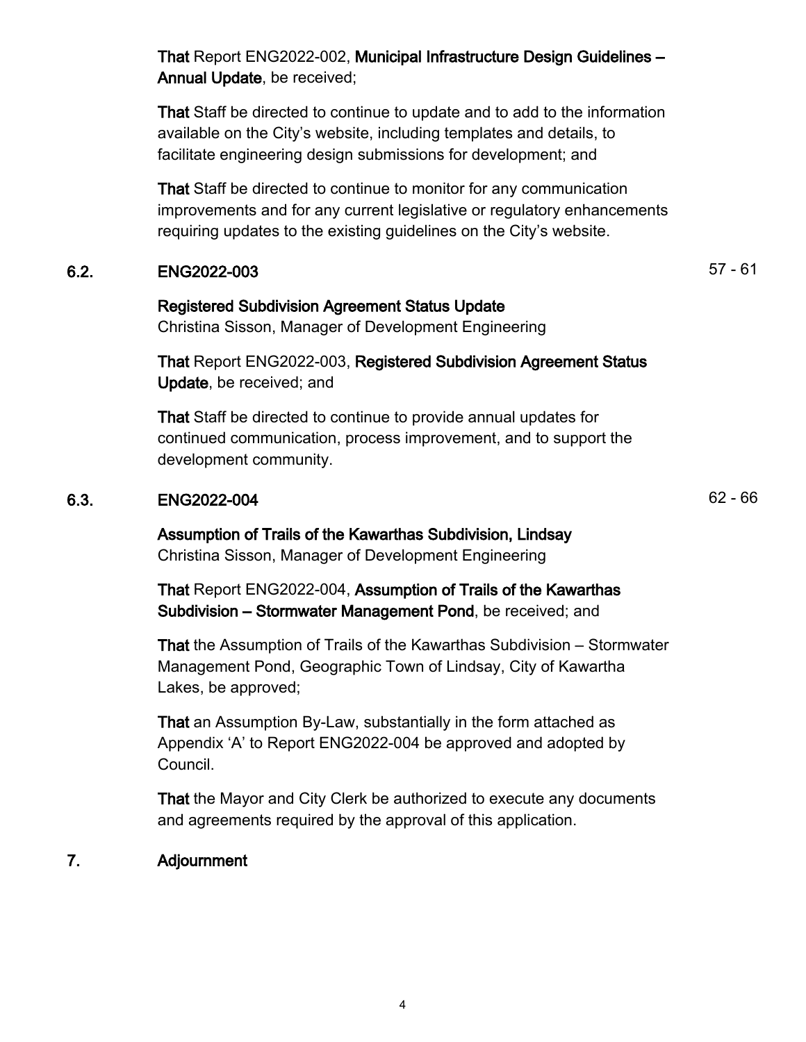**That** Report ENG2022-002, **Municipal Infrastructure Design Guidelines – Annual Update**, be received;

**That** Staff be directed to continue to update and to add to the information available on the City's website, including templates and details, to facilitate engineering design submissions for development; and

**That** Staff be directed to continue to monitor for any communication improvements and for any current legislative or regulatory enhancements requiring updates to the existing guidelines on the City's website.

## 6.2. ENG2022-003 — 57 - 61

**Registered Subdivision Agreement Status Update**
Christina Sisson, Manager of Development Engineering

**That** Report ENG2022-003, **Registered Subdivision Agreement Status Update**, be received; and

**That** Staff be directed to continue to provide annual updates for continued communication, process improvement, and to support the development community.

## 6.3. ENG2022-004 — 62 - 66

**Assumption of Trails of the Kawarthas Subdivision, Lindsay**
Christina Sisson, Manager of Development Engineering

**That** Report ENG2022-004, **Assumption of Trails of the Kawarthas Subdivision – Stormwater Management Pond**, be received; and

**That** the Assumption of Trails of the Kawarthas Subdivision – Stormwater Management Pond, Geographic Town of Lindsay, City of Kawartha Lakes, be approved;

**That** an Assumption By-Law, substantially in the form attached as Appendix 'A' to Report ENG2022-004 be approved and adopted by Council.

**That** the Mayor and City Clerk be authorized to execute any documents and agreements required by the approval of this application.

## 7. Adjournment